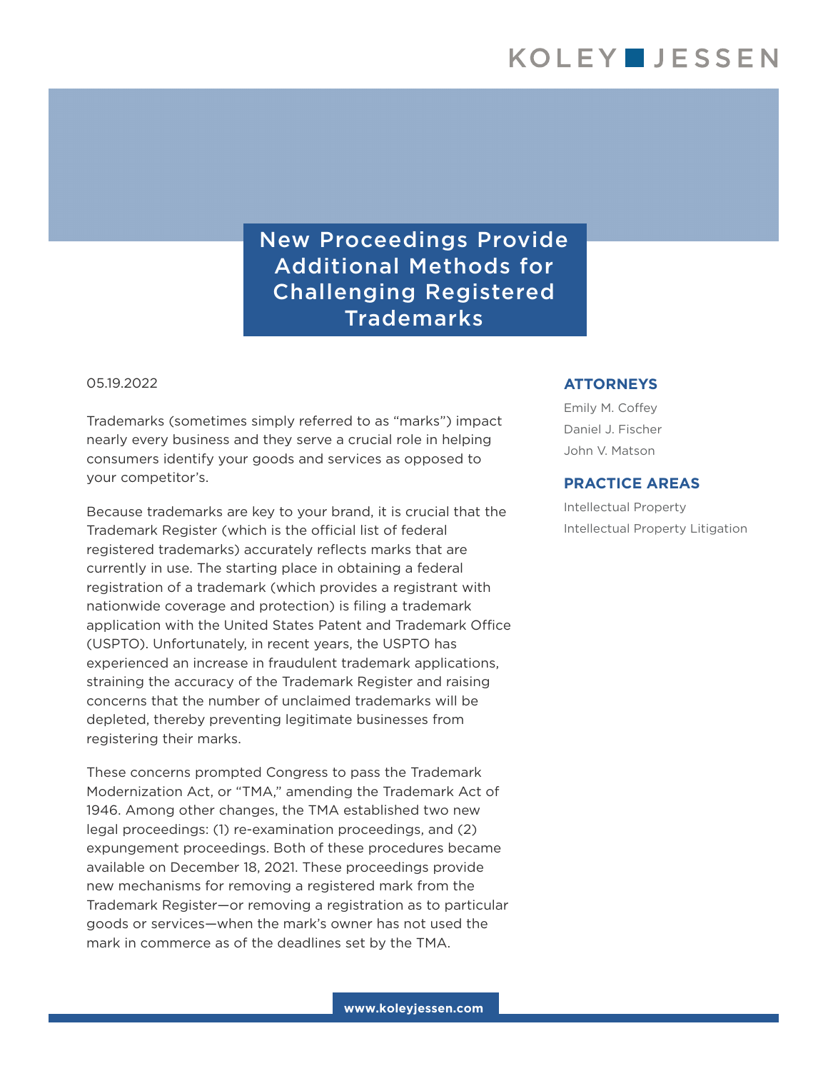# New Proceedings Provide Additional Methods for Challenging Registered Trademarks

05.19.2022

Trademarks (sometimes simply referred to as "marks") impact nearly every business and they serve a crucial role in helping consumers identify your goods and services as opposed to your competitor's.

Because trademarks are key to your brand, it is crucial that the Trademark Register (which is the official list of federal registered trademarks) accurately reflects marks that are currently in use. The starting place in obtaining a federal registration of a trademark (which provides a registrant with nationwide coverage and protection) is filing a trademark application with the United States Patent and Trademark Office (USPTO). Unfortunately, in recent years, the USPTO has experienced an increase in fraudulent trademark applications, straining the accuracy of the Trademark Register and raising concerns that the number of unclaimed trademarks will be depleted, thereby preventing legitimate businesses from registering their marks.

These concerns prompted Congress to pass the Trademark Modernization Act, or "TMA," amending the Trademark Act of 1946. Among other changes, the TMA established two new legal proceedings: (1) re-examination proceedings, and (2) expungement proceedings. Both of these procedures became available on December 18, 2021. These proceedings provide new mechanisms for removing a registered mark from the Trademark Register—or removing a registration as to particular goods or services—when the mark's owner has not used the mark in commerce as of the deadlines set by the TMA.

## ATTORNEYS

Emily M. Coffey
Daniel J. Fischer
John V. Matson

## PRACTICE AREAS

Intellectual Property
Intellectual Property Litigation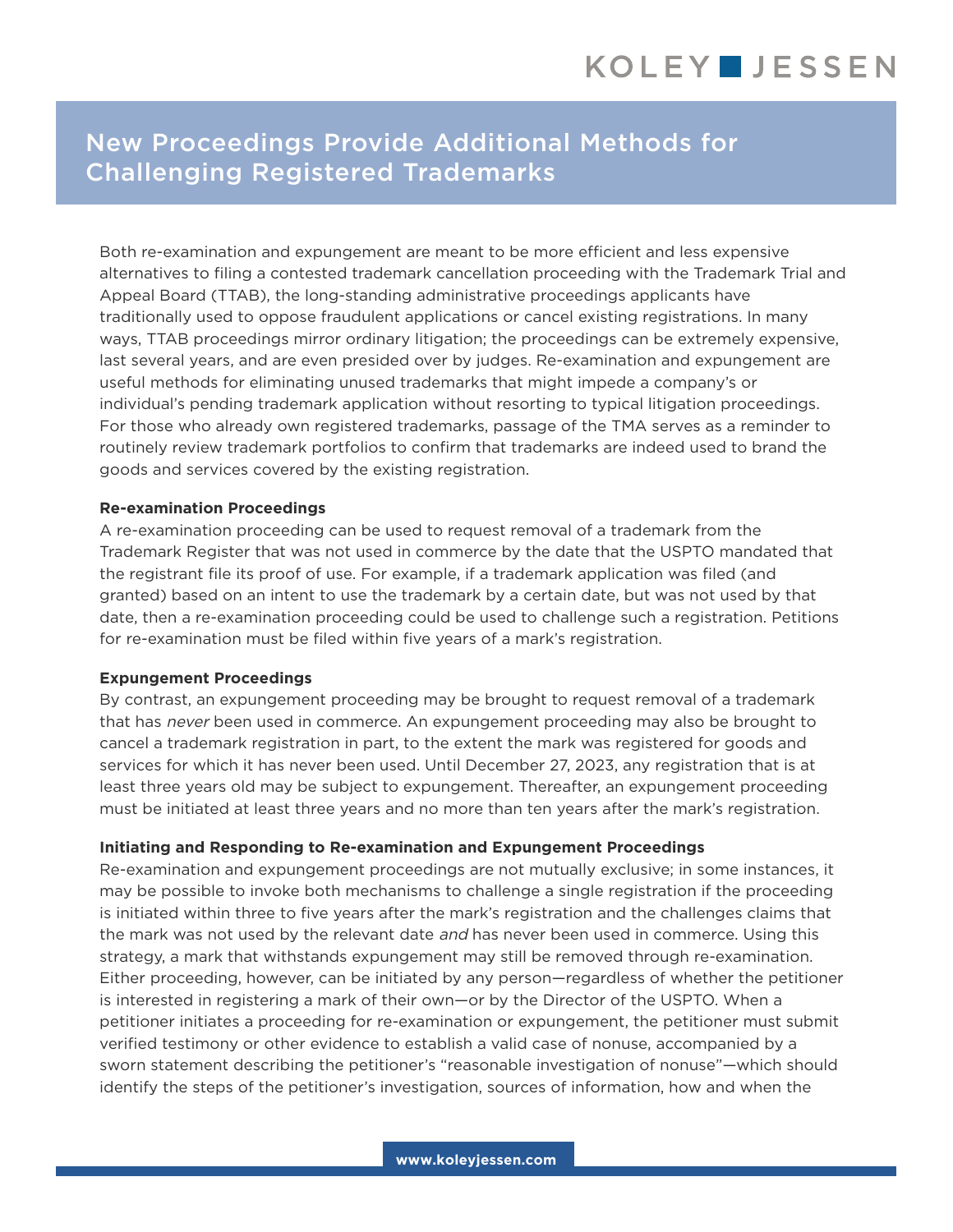## New Proceedings Provide Additional Methods for Challenging Registered Trademarks

Both re-examination and expungement are meant to be more efficient and less expensive alternatives to filing a contested trademark cancellation proceeding with the Trademark Trial and Appeal Board (TTAB), the long-standing administrative proceedings applicants have traditionally used to oppose fraudulent applications or cancel existing registrations. In many ways, TTAB proceedings mirror ordinary litigation; the proceedings can be extremely expensive, last several years, and are even presided over by judges. Re-examination and expungement are useful methods for eliminating unused trademarks that might impede a company's or individual's pending trademark application without resorting to typical litigation proceedings. For those who already own registered trademarks, passage of the TMA serves as a reminder to routinely review trademark portfolios to confirm that trademarks are indeed used to brand the goods and services covered by the existing registration.

**Re-examination Proceedings**

A re-examination proceeding can be used to request removal of a trademark from the Trademark Register that was not used in commerce by the date that the USPTO mandated that the registrant file its proof of use. For example, if a trademark application was filed (and granted) based on an intent to use the trademark by a certain date, but was not used by that date, then a re-examination proceeding could be used to challenge such a registration. Petitions for re-examination must be filed within five years of a mark's registration.

**Expungement Proceedings**

By contrast, an expungement proceeding may be brought to request removal of a trademark that has *never* been used in commerce. An expungement proceeding may also be brought to cancel a trademark registration in part, to the extent the mark was registered for goods and services for which it has never been used. Until December 27, 2023, any registration that is at least three years old may be subject to expungement. Thereafter, an expungement proceeding must be initiated at least three years and no more than ten years after the mark's registration.

**Initiating and Responding to Re-examination and Expungement Proceedings**

Re-examination and expungement proceedings are not mutually exclusive; in some instances, it may be possible to invoke both mechanisms to challenge a single registration if the proceeding is initiated within three to five years after the mark's registration and the challenges claims that the mark was not used by the relevant date *and* has never been used in commerce. Using this strategy, a mark that withstands expungement may still be removed through re-examination. Either proceeding, however, can be initiated by any person—regardless of whether the petitioner is interested in registering a mark of their own—or by the Director of the USPTO. When a petitioner initiates a proceeding for re-examination or expungement, the petitioner must submit verified testimony or other evidence to establish a valid case of nonuse, accompanied by a sworn statement describing the petitioner's "reasonable investigation of nonuse"—which should identify the steps of the petitioner's investigation, sources of information, how and when the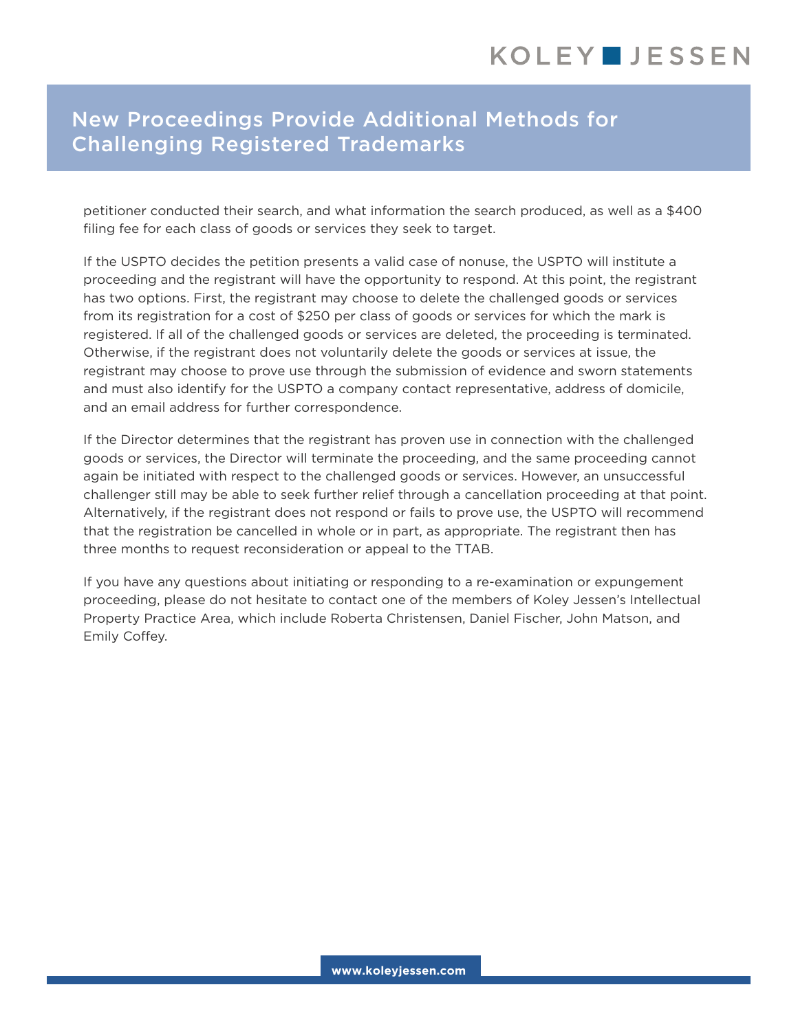petitioner conducted their search, and what information the search produced, as well as a $400 filing fee for each class of goods or services they seek to target.

If the USPTO decides the petition presents a valid case of nonuse, the USPTO will institute a proceeding and the registrant will have the opportunity to respond. At this point, the registrant has two options. First, the registrant may choose to delete the challenged goods or services from its registration for a cost of $250 per class of goods or services for which the mark is registered. If all of the challenged goods or services are deleted, the proceeding is terminated. Otherwise, if the registrant does not voluntarily delete the goods or services at issue, the registrant may choose to prove use through the submission of evidence and sworn statements and must also identify for the USPTO a company contact representative, address of domicile, and an email address for further correspondence.

If the Director determines that the registrant has proven use in connection with the challenged goods or services, the Director will terminate the proceeding, and the same proceeding cannot again be initiated with respect to the challenged goods or services. However, an unsuccessful challenger still may be able to seek further relief through a cancellation proceeding at that point. Alternatively, if the registrant does not respond or fails to prove use, the USPTO will recommend that the registration be cancelled in whole or in part, as appropriate. The registrant then has three months to request reconsideration or appeal to the TTAB.

If you have any questions about initiating or responding to a re-examination or expungement proceeding, please do not hesitate to contact one of the members of Koley Jessen's Intellectual Property Practice Area, which include Roberta Christensen, Daniel Fischer, John Matson, and Emily Coffey.